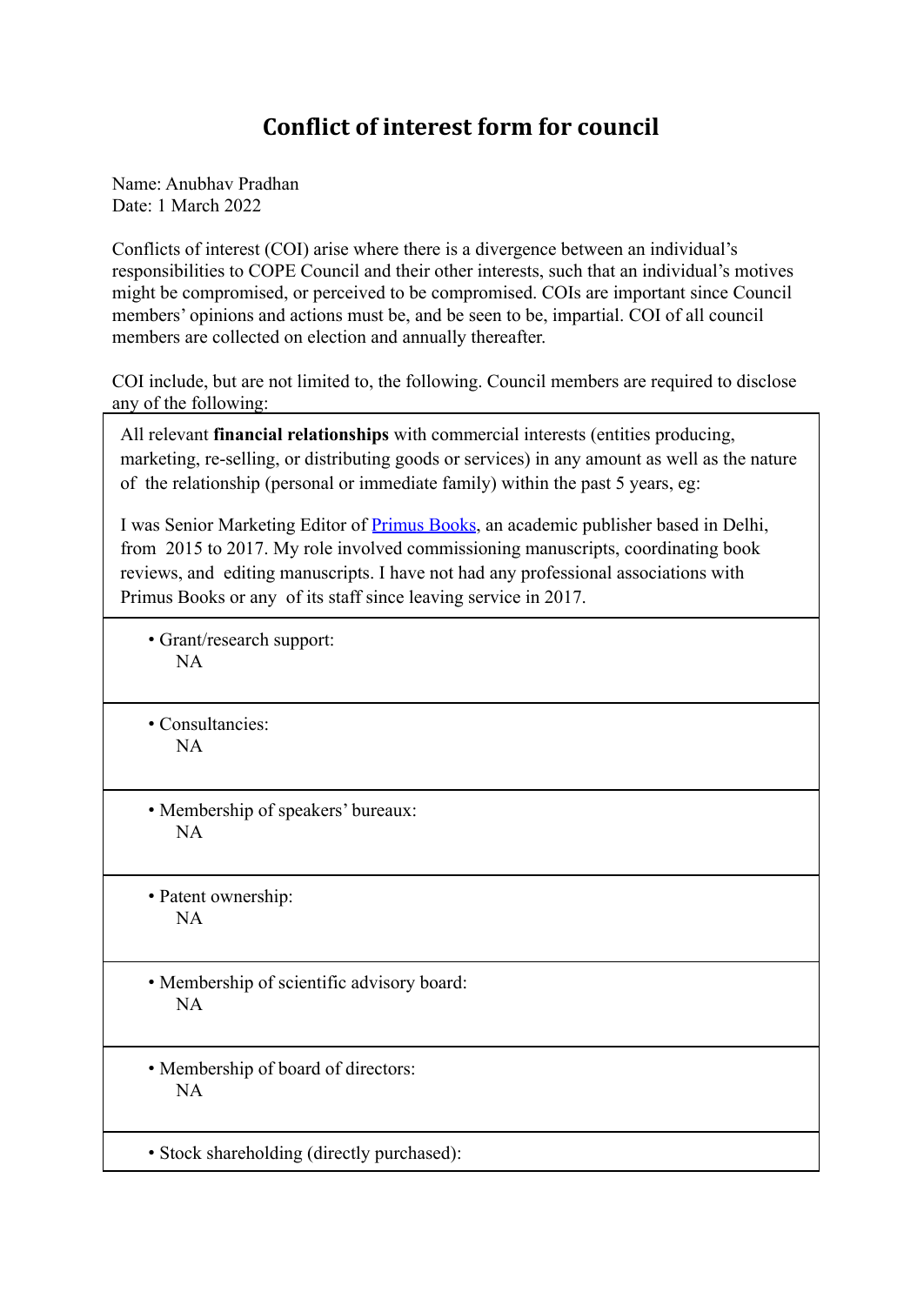# Conflict of interest form for council

Name: Anubhav Pradhan
Date: 1 March 2022

Conflicts of interest (COI) arise where there is a divergence between an individual's responsibilities to COPE Council and their other interests, such that an individual's motives might be compromised, or perceived to be compromised. COIs are important since Council members' opinions and actions must be, and be seen to be, impartial. COI of all council members are collected on election and annually thereafter.

COI include, but are not limited to, the following. Council members are required to disclose any of the following:

All relevant **financial relationships** with commercial interests (entities producing, marketing, re-selling, or distributing goods or services) in any amount as well as the nature of the relationship (personal or immediate family) within the past 5 years, eg:

I was Senior Marketing Editor of Primus Books, an academic publisher based in Delhi, from 2015 to 2017. My role involved commissioning manuscripts, coordinating book reviews, and editing manuscripts. I have not had any professional associations with Primus Books or any of its staff since leaving service in 2017.

- Grant/research support:
  NA

- Consultancies:
  NA

- Membership of speakers' bureaux:
  NA

- Patent ownership:
  NA

- Membership of scientific advisory board:
  NA

- Membership of board of directors:
  NA

- Stock shareholding (directly purchased):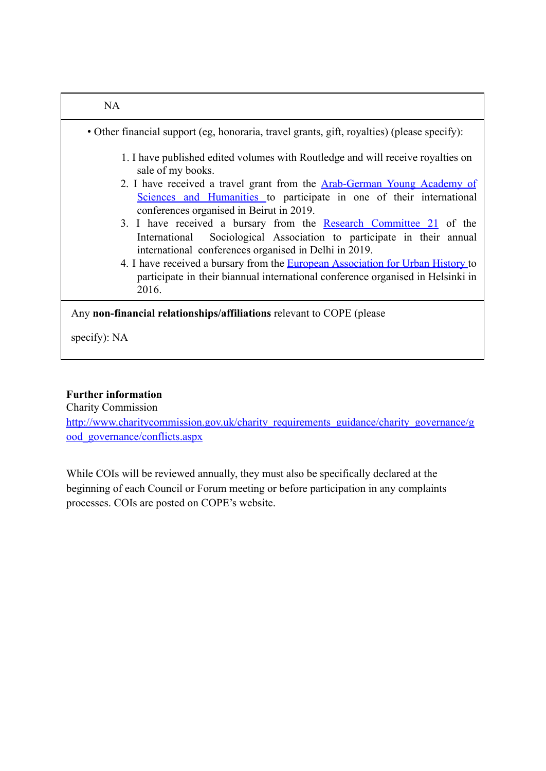NA

- Other financial support (eg, honoraria, travel grants, gift, royalties) (please specify):

1. I have published edited volumes with Routledge and will receive royalties on sale of my books.
2. I have received a travel grant from the Arab-German Young Academy of Sciences and Humanities to participate in one of their international conferences organised in Beirut in 2019.
3. I have received a bursary from the Research Committee 21 of the International Sociological Association to participate in their annual international conferences organised in Delhi in 2019.
4. I have received a bursary from the European Association for Urban History to participate in their biannual international conference organised in Helsinki in 2016.

Any **non-financial relationships/affiliations** relevant to COPE (please specify): NA

**Further information**

Charity Commission

http://www.charitycommission.gov.uk/charity_requirements_guidance/charity_governance/good_governance/conflicts.aspx

While COIs will be reviewed annually, they must also be specifically declared at the beginning of each Council or Forum meeting or before participation in any complaints processes. COIs are posted on COPE's website.